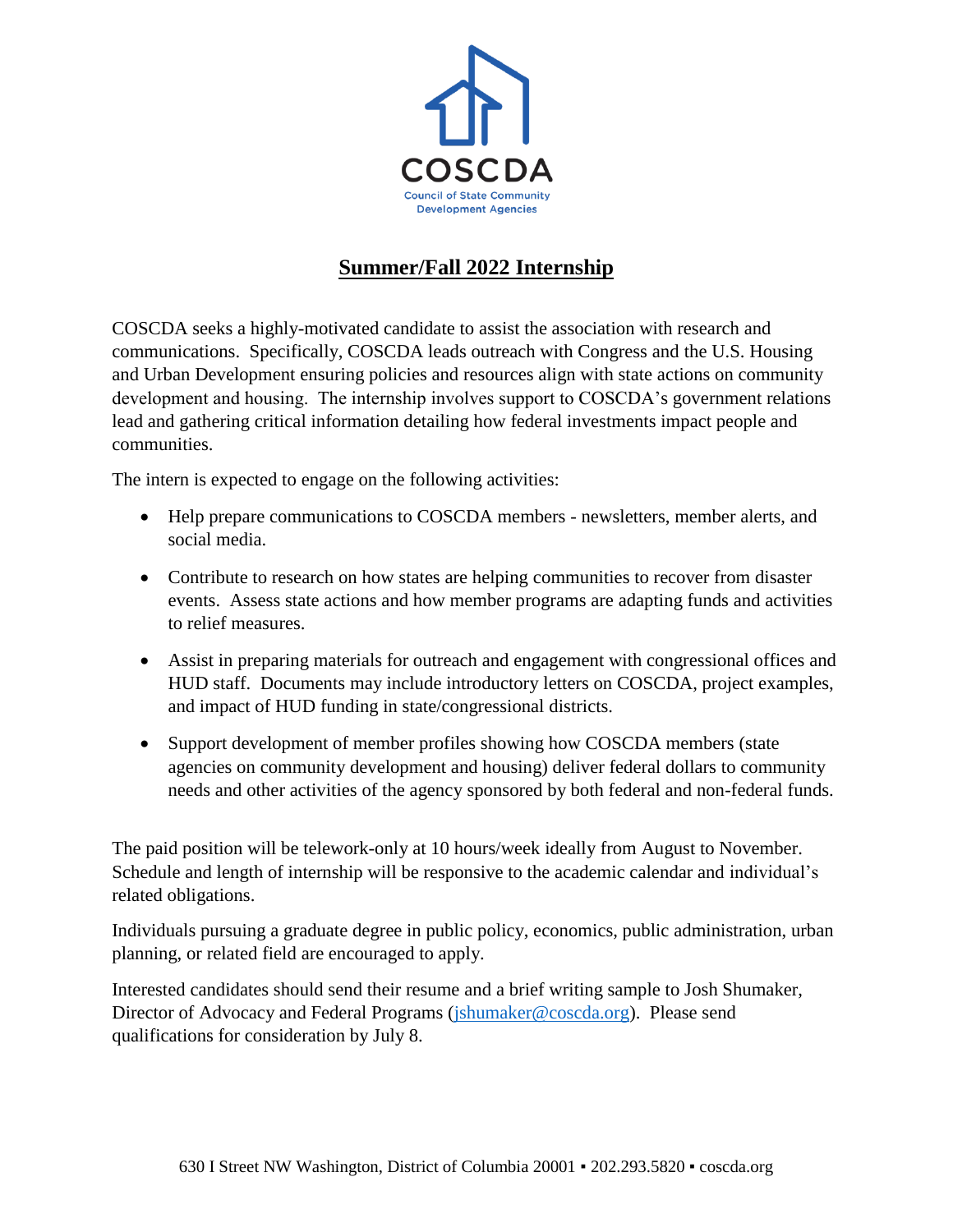COSCDA

Council of State Community Development Agencies

# Summer/Fall 2022 Internship

COSCDA seeks a highly-motivated candidate to assist the association with research and communications. Specifically, COSCDA leads outreach with Congress and the U.S. Housing and Urban Development ensuring policies and resources align with state actions on community development and housing. The internship involves support to COSCDA's government relations lead and gathering critical information detailing how federal investments impact people and communities.

The intern is expected to engage on the following activities:

- Help prepare communications to COSCDA members - newsletters, member alerts, and social media.
- Contribute to research on how states are helping communities to recover from disaster events. Assess state actions and how member programs are adapting funds and activities to relief measures.
- Assist in preparing materials for outreach and engagement with congressional offices and HUD staff. Documents may include introductory letters on COSCDA, project examples, and impact of HUD funding in state/congressional districts.
- Support development of member profiles showing how COSCDA members (state agencies on community development and housing) deliver federal dollars to community needs and other activities of the agency sponsored by both federal and non-federal funds.

The paid position will be telework-only at 10 hours/week ideally from August to November. Schedule and length of internship will be responsive to the academic calendar and individual's related obligations.

Individuals pursuing a graduate degree in public policy, economics, public administration, urban planning, or related field are encouraged to apply.

Interested candidates should send their resume and a brief writing sample to Josh Shumaker, Director of Advocacy and Federal Programs (jshumaker@coscda.org). Please send qualifications for consideration by July 8.

630 I Street NW Washington, District of Columbia 20001 ▪ 202.293.5820 ▪ coscda.org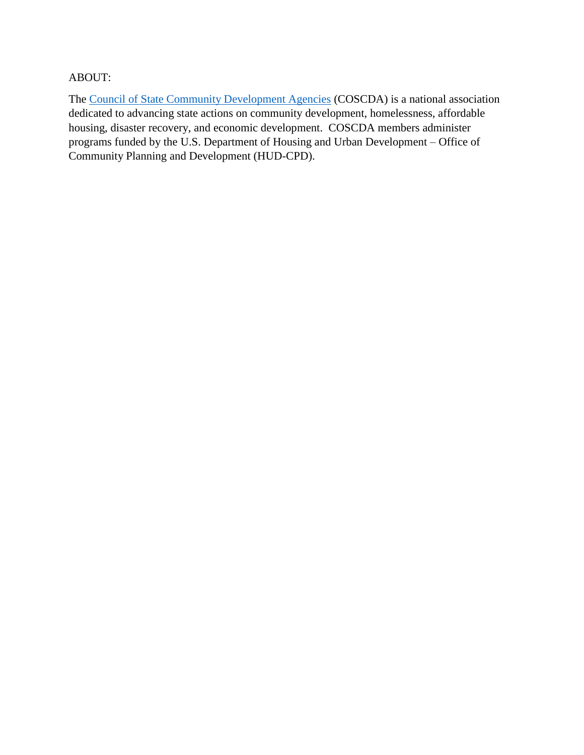ABOUT:

The Council of State Community Development Agencies (COSCDA) is a national association dedicated to advancing state actions on community development, homelessness, affordable housing, disaster recovery, and economic development. COSCDA members administer programs funded by the U.S. Department of Housing and Urban Development – Office of Community Planning and Development (HUD-CPD).